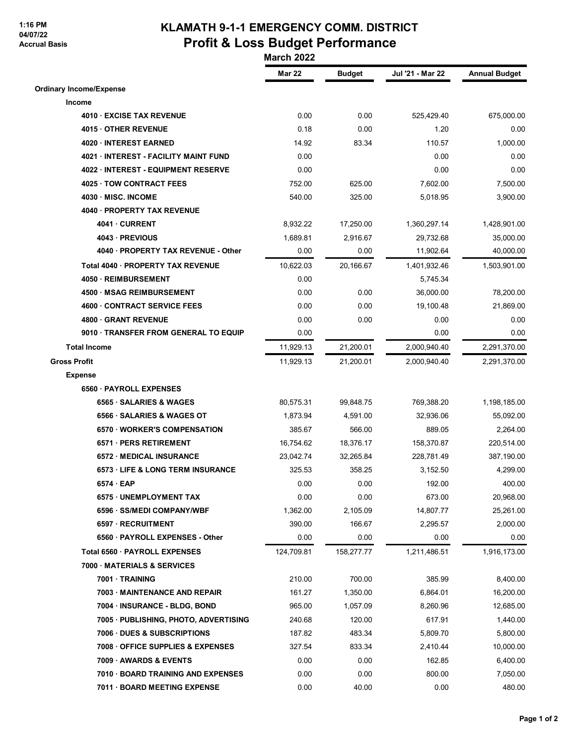1:16 PM
04/07/22
Accrual Basis

# KLAMATH 9-1-1 EMERGENCY COMM. DISTRICT
## Profit & Loss Budget Performance
### March 2022

| | Mar 22 | Budget | Jul '21 - Mar 22 | Annual Budget |
|---|---|---|---|---|
| **Ordinary Income/Expense** | | | | |
| **Income** | | | | |
| 4010 · EXCISE TAX REVENUE | 0.00 | 0.00 | 525,429.40 | 675,000.00 |
| 4015 · OTHER REVENUE | 0.18 | 0.00 | 1.20 | 0.00 |
| 4020 · INTEREST EARNED | 14.92 | 83.34 | 110.57 | 1,000.00 |
| 4021 · INTEREST - FACILITY MAINT FUND | 0.00 | | 0.00 | 0.00 |
| 4022 · INTEREST - EQUIPMENT RESERVE | 0.00 | | 0.00 | 0.00 |
| 4025 · TOW CONTRACT FEES | 752.00 | 625.00 | 7,602.00 | 7,500.00 |
| 4030 · MISC. INCOME | 540.00 | 325.00 | 5,018.95 | 3,900.00 |
| 4040 · PROPERTY TAX REVENUE | | | | |
| 4041 · CURRENT | 8,932.22 | 17,250.00 | 1,360,297.14 | 1,428,901.00 |
| 4043 · PREVIOUS | 1,689.81 | 2,916.67 | 29,732.68 | 35,000.00 |
| 4040 · PROPERTY TAX REVENUE - Other | 0.00 | 0.00 | 11,902.64 | 40,000.00 |
| Total 4040 · PROPERTY TAX REVENUE | 10,622.03 | 20,166.67 | 1,401,932.46 | 1,503,901.00 |
| 4050 · REIMBURSEMENT | 0.00 | | 5,745.34 | |
| 4500 · MSAG REIMBURSEMENT | 0.00 | 0.00 | 36,000.00 | 78,200.00 |
| 4600 · CONTRACT SERVICE FEES | 0.00 | 0.00 | 19,100.48 | 21,869.00 |
| 4800 · GRANT REVENUE | 0.00 | 0.00 | 0.00 | 0.00 |
| 9010 · TRANSFER FROM GENERAL TO EQUIP | 0.00 | | 0.00 | 0.00 |
| **Total Income** | 11,929.13 | 21,200.01 | 2,000,940.40 | 2,291,370.00 |
| **Gross Profit** | 11,929.13 | 21,200.01 | 2,000,940.40 | 2,291,370.00 |
| **Expense** | | | | |
| 6560 · PAYROLL EXPENSES | | | | |
| 6565 · SALARIES & WAGES | 80,575.31 | 99,848.75 | 769,388.20 | 1,198,185.00 |
| 6566 · SALARIES & WAGES OT | 1,873.94 | 4,591.00 | 32,936.06 | 55,092.00 |
| 6570 · WORKER'S COMPENSATION | 385.67 | 566.00 | 889.05 | 2,264.00 |
| 6571 · PERS RETIREMENT | 16,754.62 | 18,376.17 | 158,370.87 | 220,514.00 |
| 6572 · MEDICAL INSURANCE | 23,042.74 | 32,265.84 | 228,781.49 | 387,190.00 |
| 6573 · LIFE & LONG TERM INSURANCE | 325.53 | 358.25 | 3,152.50 | 4,299.00 |
| 6574 · EAP | 0.00 | 0.00 | 192.00 | 400.00 |
| 6575 · UNEMPLOYMENT TAX | 0.00 | 0.00 | 673.00 | 20,968.00 |
| 6596 · SS/MEDI COMPANY/WBF | 1,362.00 | 2,105.09 | 14,807.77 | 25,261.00 |
| 6597 · RECRUITMENT | 390.00 | 166.67 | 2,295.57 | 2,000.00 |
| 6560 · PAYROLL EXPENSES - Other | 0.00 | 0.00 | 0.00 | 0.00 |
| Total 6560 · PAYROLL EXPENSES | 124,709.81 | 158,277.77 | 1,211,486.51 | 1,916,173.00 |
| 7000 · MATERIALS & SERVICES | | | | |
| 7001 · TRAINING | 210.00 | 700.00 | 385.99 | 8,400.00 |
| 7003 · MAINTENANCE AND REPAIR | 161.27 | 1,350.00 | 6,864.01 | 16,200.00 |
| 7004 · INSURANCE - BLDG, BOND | 965.00 | 1,057.09 | 8,260.96 | 12,685.00 |
| 7005 · PUBLISHING, PHOTO, ADVERTISING | 240.68 | 120.00 | 617.91 | 1,440.00 |
| 7006 · DUES & SUBSCRIPTIONS | 187.82 | 483.34 | 5,809.70 | 5,800.00 |
| 7008 · OFFICE SUPPLIES & EXPENSES | 327.54 | 833.34 | 2,410.44 | 10,000.00 |
| 7009 · AWARDS & EVENTS | 0.00 | 0.00 | 162.85 | 6,400.00 |
| 7010 · BOARD TRAINING AND EXPENSES | 0.00 | 0.00 | 800.00 | 7,050.00 |
| 7011 · BOARD MEETING EXPENSE | 0.00 | 40.00 | 0.00 | 480.00 |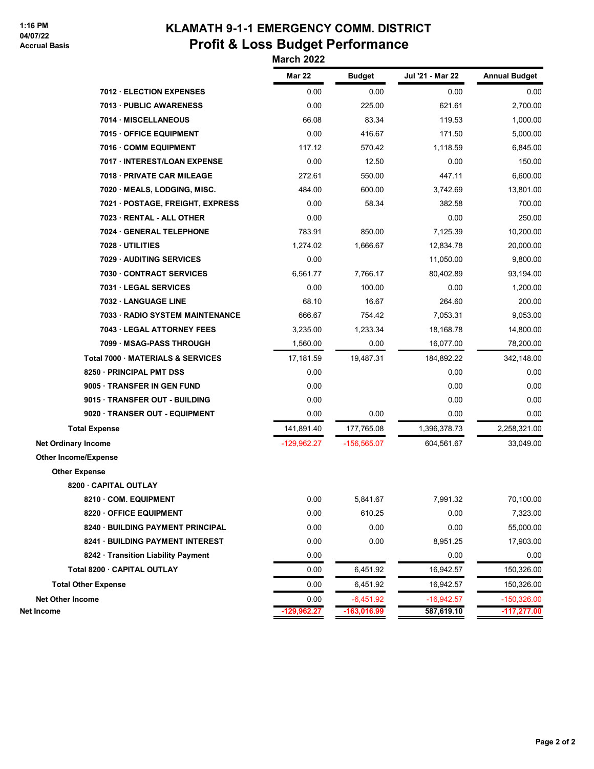1:16 PM
04/07/22
Accrual Basis

# KLAMATH 9-1-1 EMERGENCY COMM. DISTRICT
## Profit & Loss Budget Performance
### March 2022

| | Mar 22 | Budget | Jul '21 - Mar 22 | Annual Budget |
|---|---|---|---|---|
| 7012 · ELECTION EXPENSES | 0.00 | 0.00 | 0.00 | 0.00 |
| 7013 · PUBLIC AWARENESS | 0.00 | 225.00 | 621.61 | 2,700.00 |
| 7014 · MISCELLANEOUS | 66.08 | 83.34 | 119.53 | 1,000.00 |
| 7015 · OFFICE EQUIPMENT | 0.00 | 416.67 | 171.50 | 5,000.00 |
| 7016 · COMM EQUIPMENT | 117.12 | 570.42 | 1,118.59 | 6,845.00 |
| 7017 · INTEREST/LOAN EXPENSE | 0.00 | 12.50 | 0.00 | 150.00 |
| 7018 · PRIVATE CAR MILEAGE | 272.61 | 550.00 | 447.11 | 6,600.00 |
| 7020 · MEALS, LODGING, MISC. | 484.00 | 600.00 | 3,742.69 | 13,801.00 |
| 7021 · POSTAGE, FREIGHT, EXPRESS | 0.00 | 58.34 | 382.58 | 700.00 |
| 7023 · RENTAL - ALL OTHER | 0.00 | | 0.00 | 250.00 |
| 7024 · GENERAL TELEPHONE | 783.91 | 850.00 | 7,125.39 | 10,200.00 |
| 7028 · UTILITIES | 1,274.02 | 1,666.67 | 12,834.78 | 20,000.00 |
| 7029 · AUDITING SERVICES | 0.00 | | 11,050.00 | 9,800.00 |
| 7030 · CONTRACT SERVICES | 6,561.77 | 7,766.17 | 80,402.89 | 93,194.00 |
| 7031 · LEGAL SERVICES | 0.00 | 100.00 | 0.00 | 1,200.00 |
| 7032 · LANGUAGE LINE | 68.10 | 16.67 | 264.60 | 200.00 |
| 7033 · RADIO SYSTEM MAINTENANCE | 666.67 | 754.42 | 7,053.31 | 9,053.00 |
| 7043 · LEGAL ATTORNEY FEES | 3,235.00 | 1,233.34 | 18,168.78 | 14,800.00 |
| 7099 · MSAG-PASS THROUGH | 1,560.00 | 0.00 | 16,077.00 | 78,200.00 |
| Total 7000 · MATERIALS & SERVICES | 17,181.59 | 19,487.31 | 184,892.22 | 342,148.00 |
| 8250 · PRINCIPAL PMT DSS | 0.00 | | 0.00 | 0.00 |
| 9005 · TRANSFER IN GEN FUND | 0.00 | | 0.00 | 0.00 |
| 9015 · TRANSFER OUT - BUILDING | 0.00 | | 0.00 | 0.00 |
| 9020 · TRANSER OUT - EQUIPMENT | 0.00 | 0.00 | 0.00 | 0.00 |
| Total Expense | 141,891.40 | 177,765.08 | 1,396,378.73 | 2,258,321.00 |
| Net Ordinary Income | -129,962.27 | -156,565.07 | 604,561.67 | 33,049.00 |
| Other Income/Expense | | | | |
| Other Expense | | | | |
| 8200 · CAPITAL OUTLAY | | | | |
| 8210 · COM. EQUIPMENT | 0.00 | 5,841.67 | 7,991.32 | 70,100.00 |
| 8220 · OFFICE EQUIPMENT | 0.00 | 610.25 | 0.00 | 7,323.00 |
| 8240 · BUILDING PAYMENT PRINCIPAL | 0.00 | 0.00 | 0.00 | 55,000.00 |
| 8241 · BUILDING PAYMENT INTEREST | 0.00 | 0.00 | 8,951.25 | 17,903.00 |
| 8242 · Transition Liability Payment | 0.00 | | 0.00 | 0.00 |
| Total 8200 · CAPITAL OUTLAY | 0.00 | 6,451.92 | 16,942.57 | 150,326.00 |
| Total Other Expense | 0.00 | 6,451.92 | 16,942.57 | 150,326.00 |
| Net Other Income | 0.00 | -6,451.92 | -16,942.57 | -150,326.00 |
| Net Income | -129,962.27 | -163,016.99 | 587,619.10 | -117,277.00 |